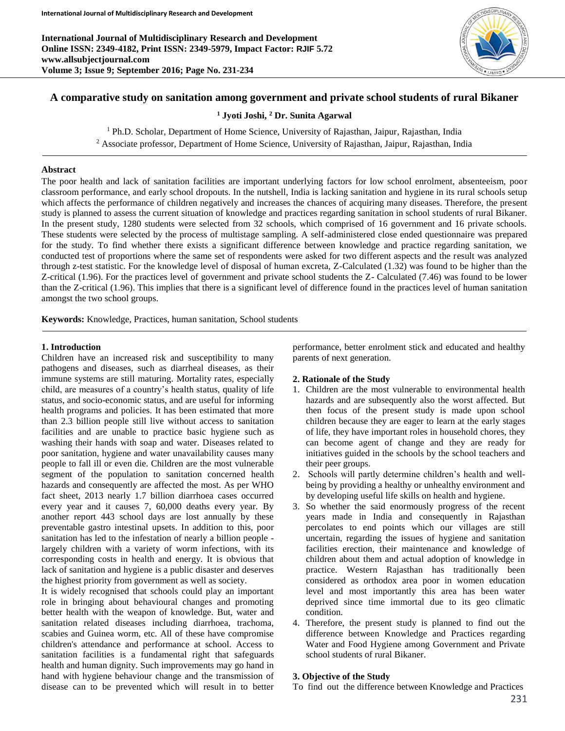# A comparative study on sanitation among government and private school students of rural Bikaner

**[1] Jyoti Joshi, [2] Dr. Sunita Agarwal**

[1] Ph.D. Scholar, Department of Home Science, University of Rajasthan, Jaipur, Rajasthan, India
[2] Associate professor, Department of Home Science, University of Rajasthan, Jaipur, Rajasthan, India

---

### Abstract

The poor health and lack of sanitation facilities are important underlying factors for low school enrolment, absenteeism, poor classroom performance, and early school dropouts. In the nutshell, India is lacking sanitation and hygiene in its rural schools setup which affects the performance of children negatively and increases the chances of acquiring many diseases. Therefore, the present study is planned to assess the current situation of knowledge and practices regarding sanitation in school students of rural Bikaner. In the present study, 1280 students were selected from 32 schools, which comprised of 16 government and 16 private schools. These students were selected by the process of multistage sampling. A self-administered close ended questionnaire was prepared for the study. To find whether there exists a significant difference between knowledge and practice regarding sanitation, we conducted test of proportions where the same set of respondents were asked for two different aspects and the result was analyzed through z-test statistic. For the knowledge level of disposal of human excreta, Z-Calculated (1.32) was found to be higher than the Z-critical (1.96). For the practices level of government and private school students the Z- Calculated (7.46) was found to be lower than the Z-critical (1.96). This implies that there is a significant level of difference found in the practices level of human sanitation amongst the two school groups.

**Keywords:** Knowledge, Practices, human sanitation, School students

---

### 1. Introduction

Children have an increased risk and susceptibility to many pathogens and diseases, such as diarrheal diseases, as their immune systems are still maturing. Mortality rates, especially child, are measures of a country's health status, quality of life status, and socio-economic status, and are useful for informing health programs and policies. It has been estimated that more than 2.3 billion people still live without access to sanitation facilities and are unable to practice basic hygiene such as washing their hands with soap and water. Diseases related to poor sanitation, hygiene and water unavailability causes many people to fall ill or even die. Children are the most vulnerable segment of the population to sanitation concerned health hazards and consequently are affected the most. As per WHO fact sheet, 2013 nearly 1.7 billion diarrhoea cases occurred every year and it causes 7, 60,000 deaths every year. By another report 443 school days are lost annually by these preventable gastro intestinal upsets. In addition to this, poor sanitation has led to the infestation of nearly a billion people - largely children with a variety of worm infections, with its corresponding costs in health and energy. It is obvious that lack of sanitation and hygiene is a public disaster and deserves the highest priority from government as well as society.

It is widely recognised that schools could play an important role in bringing about behavioural changes and promoting better health with the weapon of knowledge. But, water and sanitation related diseases including diarrhoea, trachoma, scabies and Guinea worm, etc. All of these have compromise children's attendance and performance at school. Access to sanitation facilities is a fundamental right that safeguards health and human dignity. Such improvements may go hand in hand with hygiene behaviour change and the transmission of disease can to be prevented which will result in to better performance, better enrolment stick and educated and healthy parents of next generation.

### 2. Rationale of the Study

1. Children are the most vulnerable to environmental health hazards and are subsequently also the worst affected. But then focus of the present study is made upon school children because they are eager to learn at the early stages of life, they have important roles in household chores, they can become agent of change and they are ready for initiatives guided in the schools by the school teachers and their peer groups.
2. Schools will partly determine children's health and well-being by providing a healthy or unhealthy environment and by developing useful life skills on health and hygiene.
3. So whether the said enormously progress of the recent years made in India and consequently in Rajasthan percolates to end points which our villages are still uncertain, regarding the issues of hygiene and sanitation facilities erection, their maintenance and knowledge of children about them and actual adoption of knowledge in practice. Western Rajasthan has traditionally been considered as orthodox area poor in women education level and most importantly this area has been water deprived since time immortal due to its geo climatic condition.
4. Therefore, the present study is planned to find out the difference between Knowledge and Practices regarding Water and Food Hygiene among Government and Private school students of rural Bikaner.

### 3. Objective of the Study

To find out the difference between Knowledge and Practices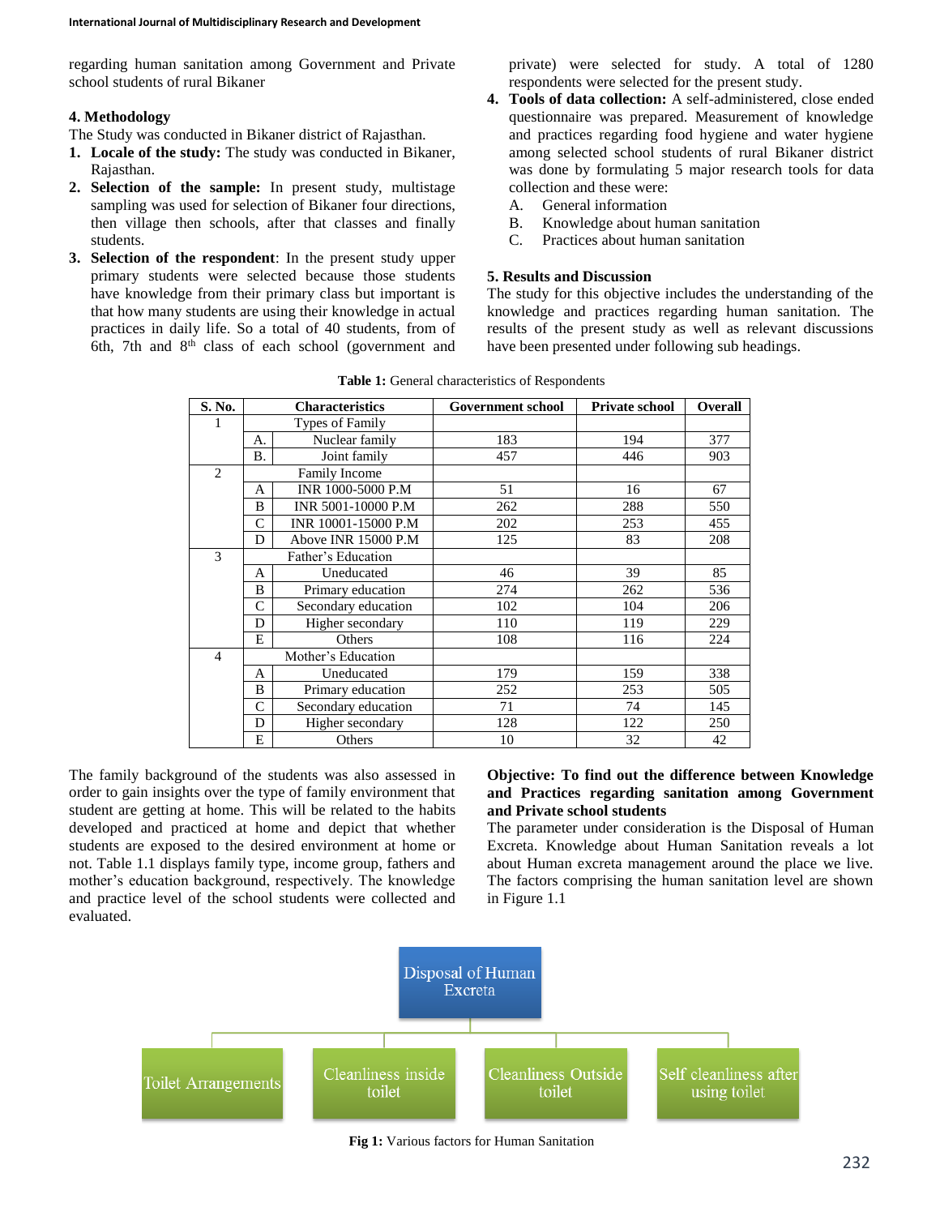regarding human sanitation among Government and Private school students of rural Bikaner

## 4. Methodology

The Study was conducted in Bikaner district of Rajasthan.

1. **Locale of the study:** The study was conducted in Bikaner, Rajasthan.
2. **Selection of the sample:** In present study, multistage sampling was used for selection of Bikaner four directions, then village then schools, after that classes and finally students.
3. **Selection of the respondent**: In the present study upper primary students were selected because those students have knowledge from their primary class but important is that how many students are using their knowledge in actual practices in daily life. So a total of 40 students, from of 6th, 7th and 8th class of each school (government and private) were selected for study. A total of 1280 respondents were selected for the present study.
4. **Tools of data collection:** A self-administered, close ended questionnaire was prepared. Measurement of knowledge and practices regarding food hygiene and water hygiene among selected school students of rural Bikaner district was done by formulating 5 major research tools for data collection and these were:
   - A. General information
   - B. Knowledge about human sanitation
   - C. Practices about human sanitation

## 5. Results and Discussion

The study for this objective includes the understanding of the knowledge and practices regarding human sanitation. The results of the present study as well as relevant discussions have been presented under following sub headings.

**Table 1:** General characteristics of Respondents

| S. No. | | Characteristics | Government school | Private school | Overall |
|---|---|---|---|---|---|
| 1 | | Types of Family | | | |
| | A. | Nuclear family | 183 | 194 | 377 |
| | B. | Joint family | 457 | 446 | 903 |
| 2 | | Family Income | | | |
| | A | INR 1000-5000 P.M | 51 | 16 | 67 |
| | B | INR 5001-10000 P.M | 262 | 288 | 550 |
| | C | INR 10001-15000 P.M | 202 | 253 | 455 |
| | D | Above INR 15000 P.M | 125 | 83 | 208 |
| 3 | | Father's Education | | | |
| | A | Uneducated | 46 | 39 | 85 |
| | B | Primary education | 274 | 262 | 536 |
| | C | Secondary education | 102 | 104 | 206 |
| | D | Higher secondary | 110 | 119 | 229 |
| | E | Others | 108 | 116 | 224 |
| 4 | | Mother's Education | | | |
| | A | Uneducated | 179 | 159 | 338 |
| | B | Primary education | 252 | 253 | 505 |
| | C | Secondary education | 71 | 74 | 145 |
| | D | Higher secondary | 128 | 122 | 250 |
| | E | Others | 10 | 32 | 42 |

The family background of the students was also assessed in order to gain insights over the type of family environment that student are getting at home. This will be related to the habits developed and practiced at home and depict that whether students are exposed to the desired environment at home or not. Table 1.1 displays family type, income group, fathers and mother's education background, respectively. The knowledge and practice level of the school students were collected and evaluated.

**Objective: To find out the difference between Knowledge and Practices regarding sanitation among Government and Private school students**

The parameter under consideration is the Disposal of Human Excreta. Knowledge about Human Sanitation reveals a lot about Human excreta management around the place we live. The factors comprising the human sanitation level are shown in Figure 1.1

Disposal of Human Excreta

- Toilet Arrangements
- Cleanliness inside toilet
- Cleanliness Outside toilet
- Self cleanliness after using toilet

**Fig 1:** Various factors for Human Sanitation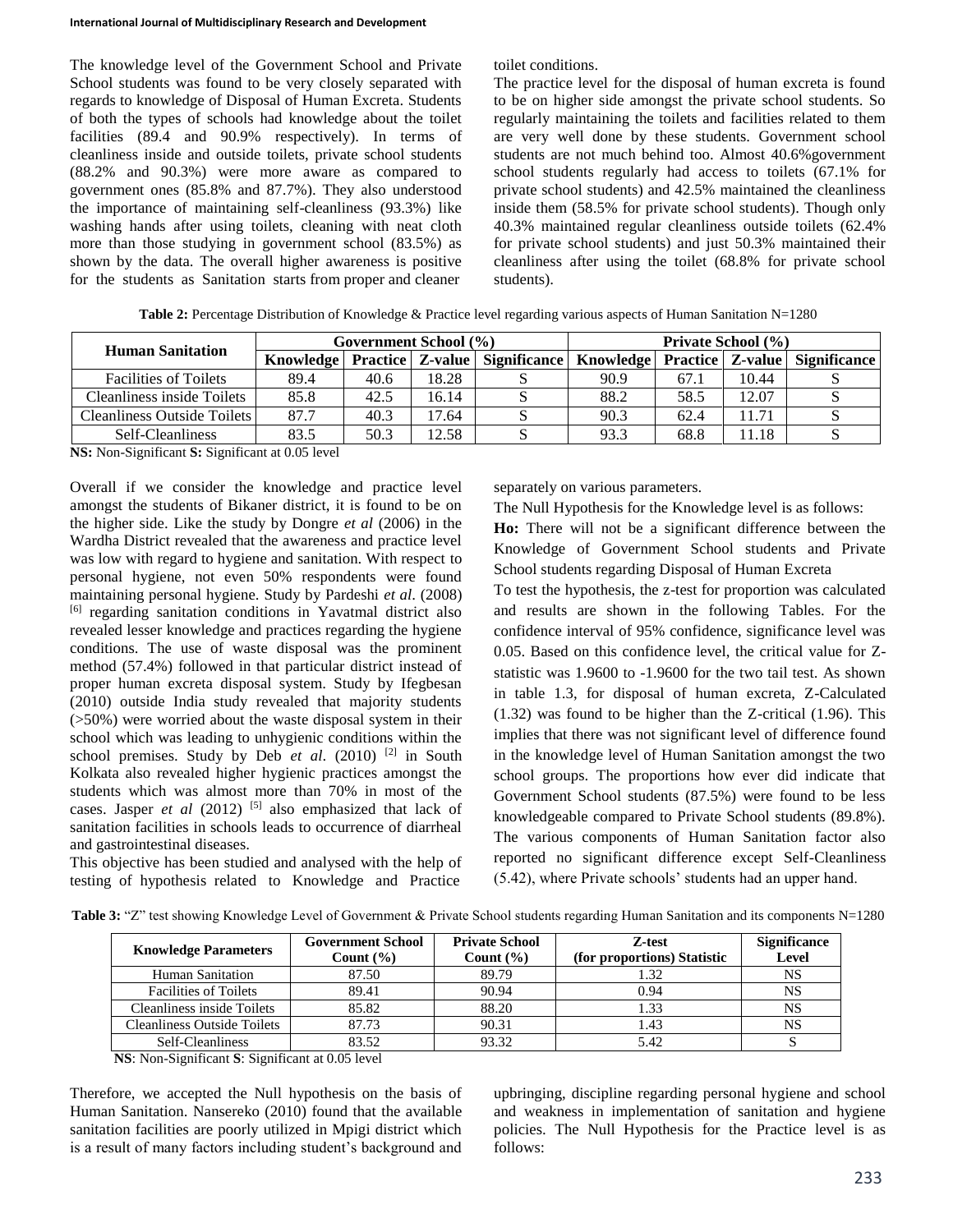The knowledge level of the Government School and Private School students was found to be very closely separated with regards to knowledge of Disposal of Human Excreta. Students of both the types of schools had knowledge about the toilet facilities (89.4 and 90.9% respectively). In terms of cleanliness inside and outside toilets, private school students (88.2% and 90.3%) were more aware as compared to government ones (85.8% and 87.7%). They also understood the importance of maintaining self-cleanliness (93.3%) like washing hands after using toilets, cleaning with neat cloth more than those studying in government school (83.5%) as shown by the data. The overall higher awareness is positive for the students as Sanitation starts from proper and cleaner toilet conditions.

The practice level for the disposal of human excreta is found to be on higher side amongst the private school students. So regularly maintaining the toilets and facilities related to them are very well done by these students. Government school students are not much behind too. Almost 40.6%government school students regularly had access to toilets (67.1% for private school students) and 42.5% maintained the cleanliness inside them (58.5% for private school students). Though only 40.3% maintained regular cleanliness outside toilets (62.4% for private school students) and just 50.3% maintained their cleanliness after using the toilet (68.8% for private school students).

**Table 2:** Percentage Distribution of Knowledge & Practice level regarding various aspects of Human Sanitation N=1280

| Human Sanitation | Government School (%) | | | | Private School (%) | | | |
|---|---|---|---|---|---|---|---|---|
| | Knowledge | Practice | Z-value | Significance | Knowledge | Practice | Z-value | Significance |
| Facilities of Toilets | 89.4 | 40.6 | 18.28 | S | 90.9 | 67.1 | 10.44 | S |
| Cleanliness inside Toilets | 85.8 | 42.5 | 16.14 | S | 88.2 | 58.5 | 12.07 | S |
| Cleanliness Outside Toilets | 87.7 | 40.3 | 17.64 | S | 90.3 | 62.4 | 11.71 | S |
| Self-Cleanliness | 83.5 | 50.3 | 12.58 | S | 93.3 | 68.8 | 11.18 | S |

**NS:** Non-Significant **S:** Significant at 0.05 level

Overall if we consider the knowledge and practice level amongst the students of Bikaner district, it is found to be on the higher side. Like the study by Dongre *et al* (2006) in the Wardha District revealed that the awareness and practice level was low with regard to hygiene and sanitation. With respect to personal hygiene, not even 50% respondents were found maintaining personal hygiene. Study by Pardeshi *et al*. (2008) [6] regarding sanitation conditions in Yavatmal district also revealed lesser knowledge and practices regarding the hygiene conditions. The use of waste disposal was the prominent method (57.4%) followed in that particular district instead of proper human excreta disposal system. Study by Ifegbesan (2010) outside India study revealed that majority students (>50%) were worried about the waste disposal system in their school which was leading to unhygienic conditions within the school premises. Study by Deb *et al*. (2010) [2] in South Kolkata also revealed higher hygienic practices amongst the students which was almost more than 70% in most of the cases. Jasper *et al* (2012) [5] also emphasized that lack of sanitation facilities in schools leads to occurrence of diarrheal and gastrointestinal diseases.

This objective has been studied and analysed with the help of testing of hypothesis related to Knowledge and Practice separately on various parameters.

The Null Hypothesis for the Knowledge level is as follows:

**Ho:** There will not be a significant difference between the Knowledge of Government School students and Private School students regarding Disposal of Human Excreta

To test the hypothesis, the z-test for proportion was calculated and results are shown in the following Tables. For the confidence interval of 95% confidence, significance level was 0.05. Based on this confidence level, the critical value for Z-statistic was 1.9600 to -1.9600 for the two tail test. As shown in table 1.3, for disposal of human excreta, Z-Calculated (1.32) was found to be higher than the Z-critical (1.96). This implies that there was not significant level of difference found in the knowledge level of Human Sanitation amongst the two school groups. The proportions how ever did indicate that Government School students (87.5%) were found to be less knowledgeable compared to Private School students (89.8%). The various components of Human Sanitation factor also reported no significant difference except Self-Cleanliness (5.42), where Private schools' students had an upper hand.

**Table 3:** "Z" test showing Knowledge Level of Government & Private School students regarding Human Sanitation and its components N=1280

| Knowledge Parameters | Government School Count (%) | Private School Count (%) | Z-test (for proportions) Statistic | Significance Level |
|---|---|---|---|---|
| Human Sanitation | 87.50 | 89.79 | 1.32 | NS |
| Facilities of Toilets | 89.41 | 90.94 | 0.94 | NS |
| Cleanliness inside Toilets | 85.82 | 88.20 | 1.33 | NS |
| Cleanliness Outside Toilets | 87.73 | 90.31 | 1.43 | NS |
| Self-Cleanliness | 83.52 | 93.32 | 5.42 | S |

**NS**: Non-Significant **S**: Significant at 0.05 level

Therefore, we accepted the Null hypothesis on the basis of Human Sanitation. Nansereko (2010) found that the available sanitation facilities are poorly utilized in Mpigi district which is a result of many factors including student's background and upbringing, discipline regarding personal hygiene and school and weakness in implementation of sanitation and hygiene policies. The Null Hypothesis for the Practice level is as follows: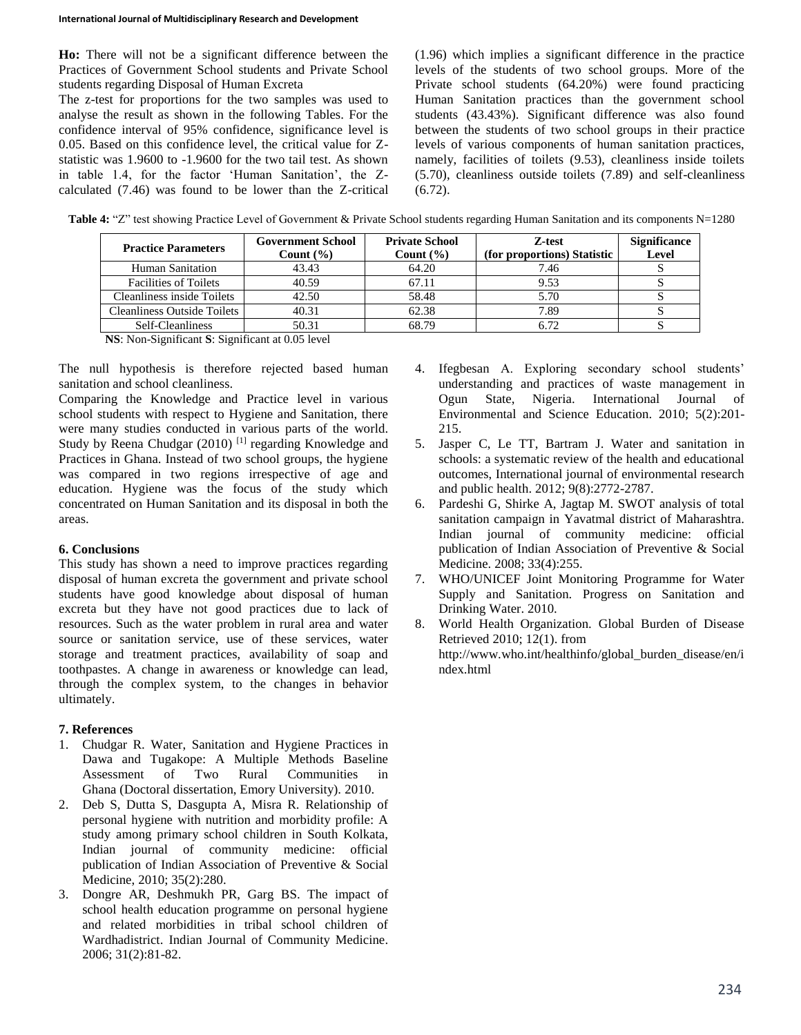**Ho:** There will not be a significant difference between the Practices of Government School students and Private School students regarding Disposal of Human Excreta

The z-test for proportions for the two samples was used to analyse the result as shown in the following Tables. For the confidence interval of 95% confidence, significance level is 0.05. Based on this confidence level, the critical value for Z-statistic was 1.9600 to -1.9600 for the two tail test. As shown in table 1.4, for the factor 'Human Sanitation', the Z-calculated (7.46) was found to be lower than the Z-critical (1.96) which implies a significant difference in the practice levels of the students of two school groups. More of the Private school students (64.20%) were found practicing Human Sanitation practices than the government school students (43.43%). Significant difference was also found between the students of two school groups in their practice levels of various components of human sanitation practices, namely, facilities of toilets (9.53), cleanliness inside toilets (5.70), cleanliness outside toilets (7.89) and self-cleanliness (6.72).

**Table 4:** "Z" test showing Practice Level of Government & Private School students regarding Human Sanitation and its components N=1280

| Practice Parameters | Government School Count (%) | Private School Count (%) | Z-test (for proportions) Statistic | Significance Level |
|---|---|---|---|---|
| Human Sanitation | 43.43 | 64.20 | 7.46 | S |
| Facilities of Toilets | 40.59 | 67.11 | 9.53 | S |
| Cleanliness inside Toilets | 42.50 | 58.48 | 5.70 | S |
| Cleanliness Outside Toilets | 40.31 | 62.38 | 7.89 | S |
| Self-Cleanliness | 50.31 | 68.79 | 6.72 | S |

**NS**: Non-Significant **S**: Significant at 0.05 level

The null hypothesis is therefore rejected based human sanitation and school cleanliness.

Comparing the Knowledge and Practice level in various school students with respect to Hygiene and Sanitation, there were many studies conducted in various parts of the world. Study by Reena Chudgar (2010) [1] regarding Knowledge and Practices in Ghana. Instead of two school groups, the hygiene was compared in two regions irrespective of age and education. Hygiene was the focus of the study which concentrated on Human Sanitation and its disposal in both the areas.

### 6. Conclusions

This study has shown a need to improve practices regarding disposal of human excreta the government and private school students have good knowledge about disposal of human excreta but they have not good practices due to lack of resources. Such as the water problem in rural area and water source or sanitation service, use of these services, water storage and treatment practices, availability of soap and toothpastes. A change in awareness or knowledge can lead, through the complex system, to the changes in behavior ultimately.

### 7. References

1. Chudgar R. Water, Sanitation and Hygiene Practices in Dawa and Tugakope: A Multiple Methods Baseline Assessment of Two Rural Communities in Ghana (Doctoral dissertation, Emory University). 2010.
2. Deb S, Dutta S, Dasgupta A, Misra R. Relationship of personal hygiene with nutrition and morbidity profile: A study among primary school children in South Kolkata, Indian journal of community medicine: official publication of Indian Association of Preventive & Social Medicine, 2010; 35(2):280.
3. Dongre AR, Deshmukh PR, Garg BS. The impact of school health education programme on personal hygiene and related morbidities in tribal school children of Wardhadistrict. Indian Journal of Community Medicine. 2006; 31(2):81-82.
4. Ifegbesan A. Exploring secondary school students' understanding and practices of waste management in Ogun State, Nigeria. International Journal of Environmental and Science Education. 2010; 5(2):201-215.
5. Jasper C, Le TT, Bartram J. Water and sanitation in schools: a systematic review of the health and educational outcomes, International journal of environmental research and public health. 2012; 9(8):2772-2787.
6. Pardeshi G, Shirke A, Jagtap M. SWOT analysis of total sanitation campaign in Yavatmal district of Maharashtra. Indian journal of community medicine: official publication of Indian Association of Preventive & Social Medicine. 2008; 33(4):255.
7. WHO/UNICEF Joint Monitoring Programme for Water Supply and Sanitation. Progress on Sanitation and Drinking Water. 2010.
8. World Health Organization. Global Burden of Disease Retrieved 2010; 12(1). from http://www.who.int/healthinfo/global_burden_disease/en/index.html